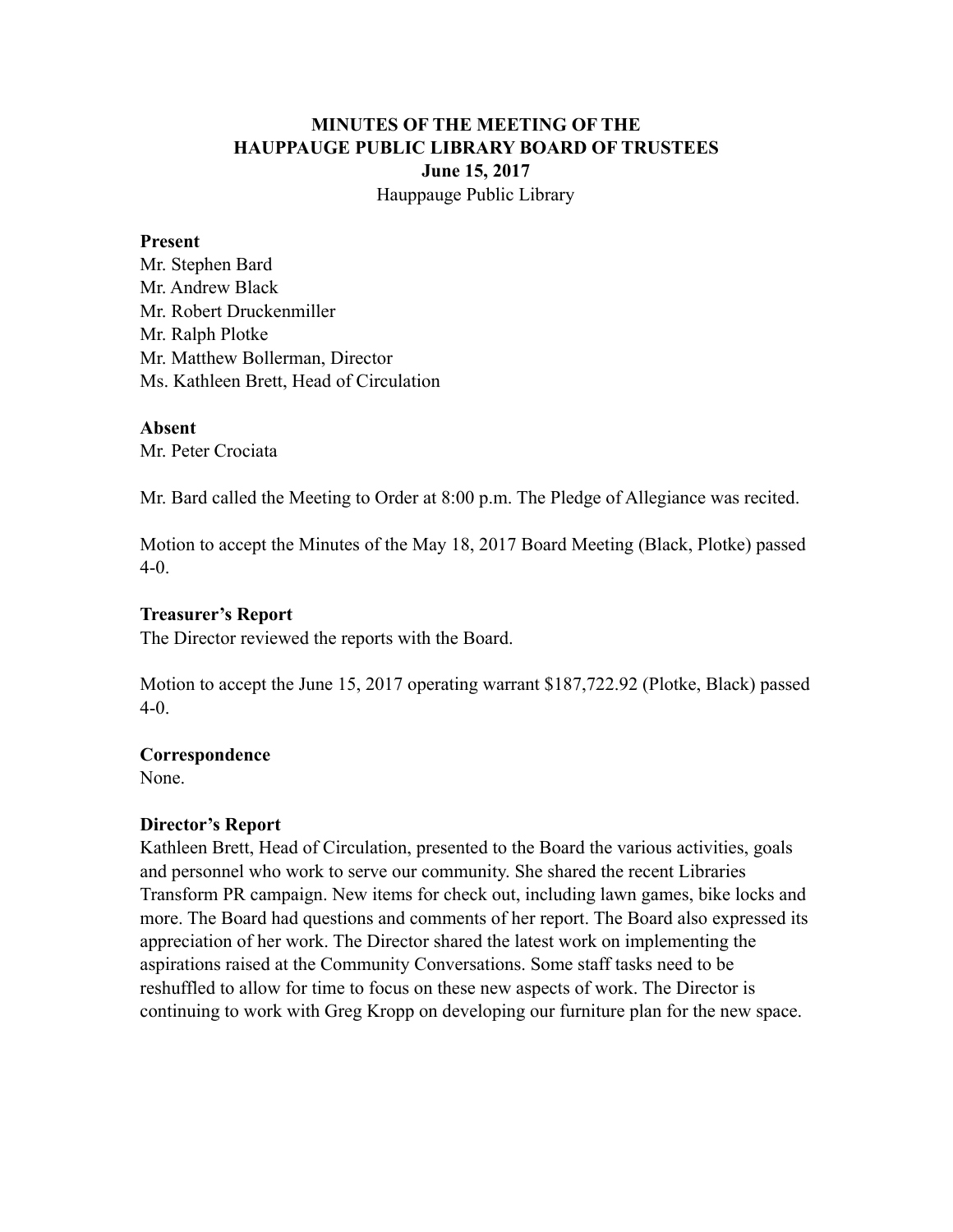# MINUTES OF THE MEETING OF THE HAUPPAUGE PUBLIC LIBRARY BOARD OF TRUSTEES

**June 15, 2017**

Hauppauge Public Library

**Present**

Mr. Stephen Bard
Mr. Andrew Black
Mr. Robert Druckenmiller
Mr. Ralph Plotke
Mr. Matthew Bollerman, Director
Ms. Kathleen Brett, Head of Circulation

**Absent**

Mr. Peter Crociata

Mr. Bard called the Meeting to Order at 8:00 p.m. The Pledge of Allegiance was recited.

Motion to accept the Minutes of the May 18, 2017 Board Meeting (Black, Plotke) passed 4-0.

**Treasurer's Report**

The Director reviewed the reports with the Board.

Motion to accept the June 15, 2017 operating warrant $187,722.92 (Plotke, Black) passed 4-0.

**Correspondence**

None.

**Director's Report**

Kathleen Brett, Head of Circulation, presented to the Board the various activities, goals and personnel who work to serve our community. She shared the recent Libraries Transform PR campaign. New items for check out, including lawn games, bike locks and more. The Board had questions and comments of her report. The Board also expressed its appreciation of her work. The Director shared the latest work on implementing the aspirations raised at the Community Conversations. Some staff tasks need to be reshuffled to allow for time to focus on these new aspects of work. The Director is continuing to work with Greg Kropp on developing our furniture plan for the new space.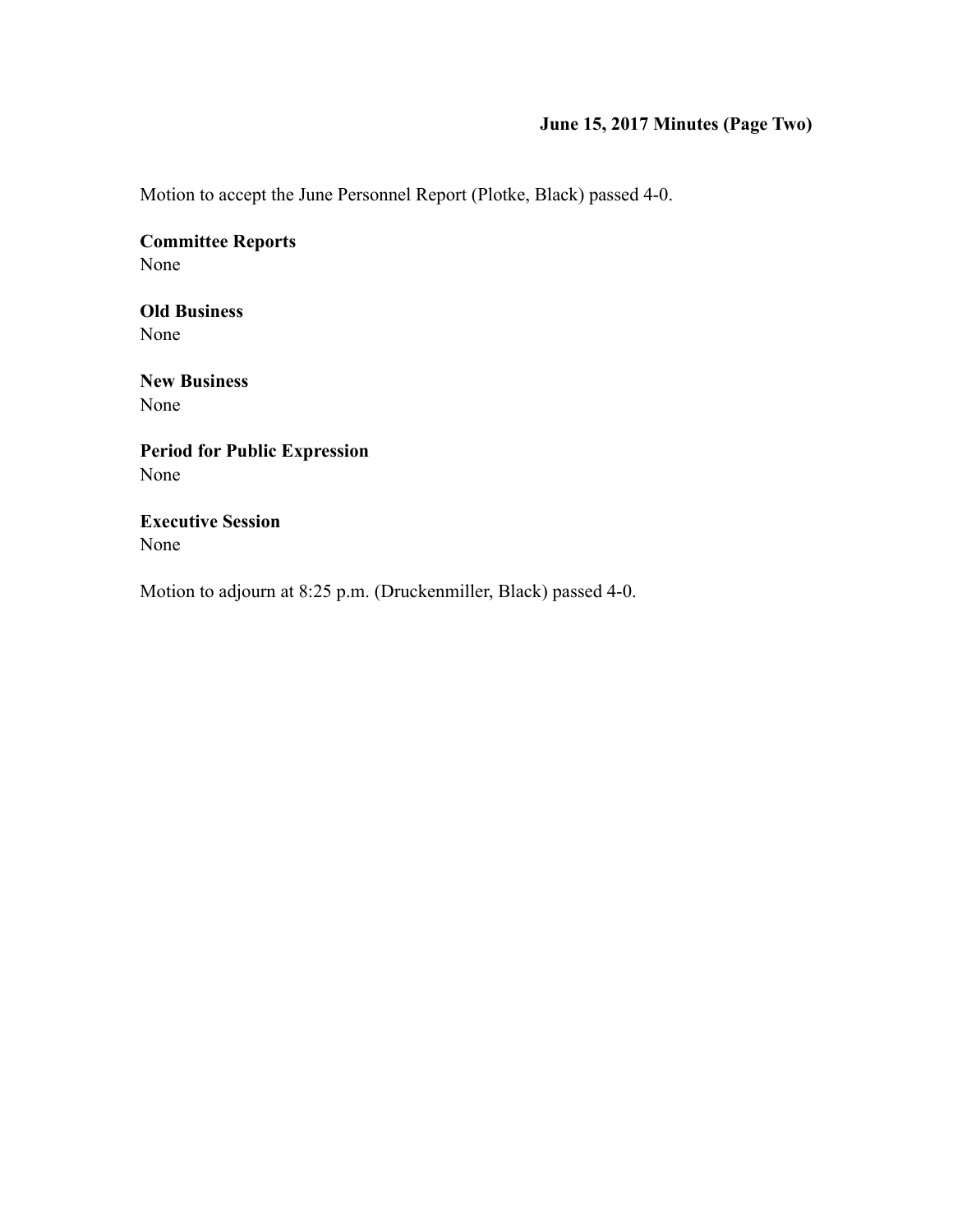Motion to accept the June Personnel Report (Plotke, Black) passed 4-0.

**Committee Reports**
None

**Old Business**
None

**New Business**
None

**Period for Public Expression**
None

**Executive Session**
None

Motion to adjourn at 8:25 p.m. (Druckenmiller, Black) passed 4-0.